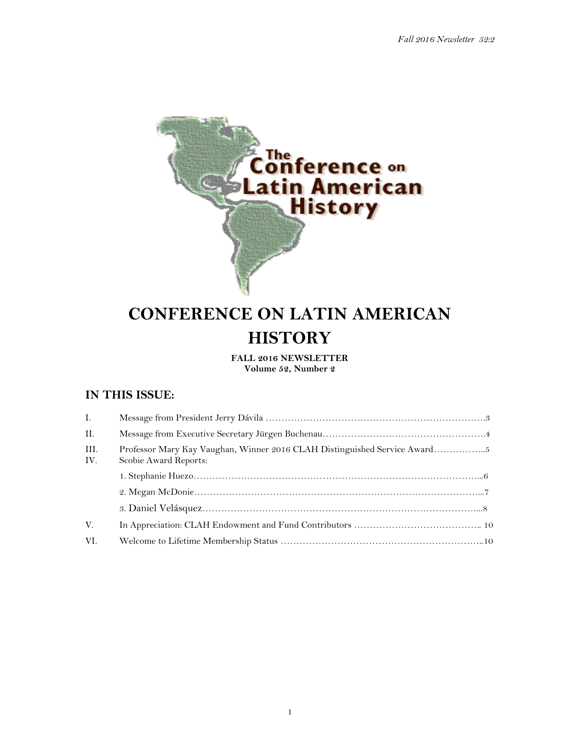# CONFERENCE ON LATIN AMERICAN HISTORY

**FALL 2016 NEWSLETTER**
**Volume 52, Number 2**

## IN THIS ISSUE:

I. Message from President Jerry Dávila ……………………………………………………………….3

II. Message from Executive Secretary Jürgen Buchenau…………………………………………….4

III. Professor Mary Kay Vaughan, Winner 2016 CLAH Distinguished Service Award……………..5

IV. Scobie Award Reports:

1. Stephanie Huezo……………………………………………………………………………...6
2. Megan McDonie……………………………………………………………………………...7
3. Daniel Velásquez……………………………………………………………………………...8

V. In Appreciation: CLAH Endowment and Fund Contributors ………………………………….. 10

VI. Welcome to Lifetime Membership Status ………………………………………………………..10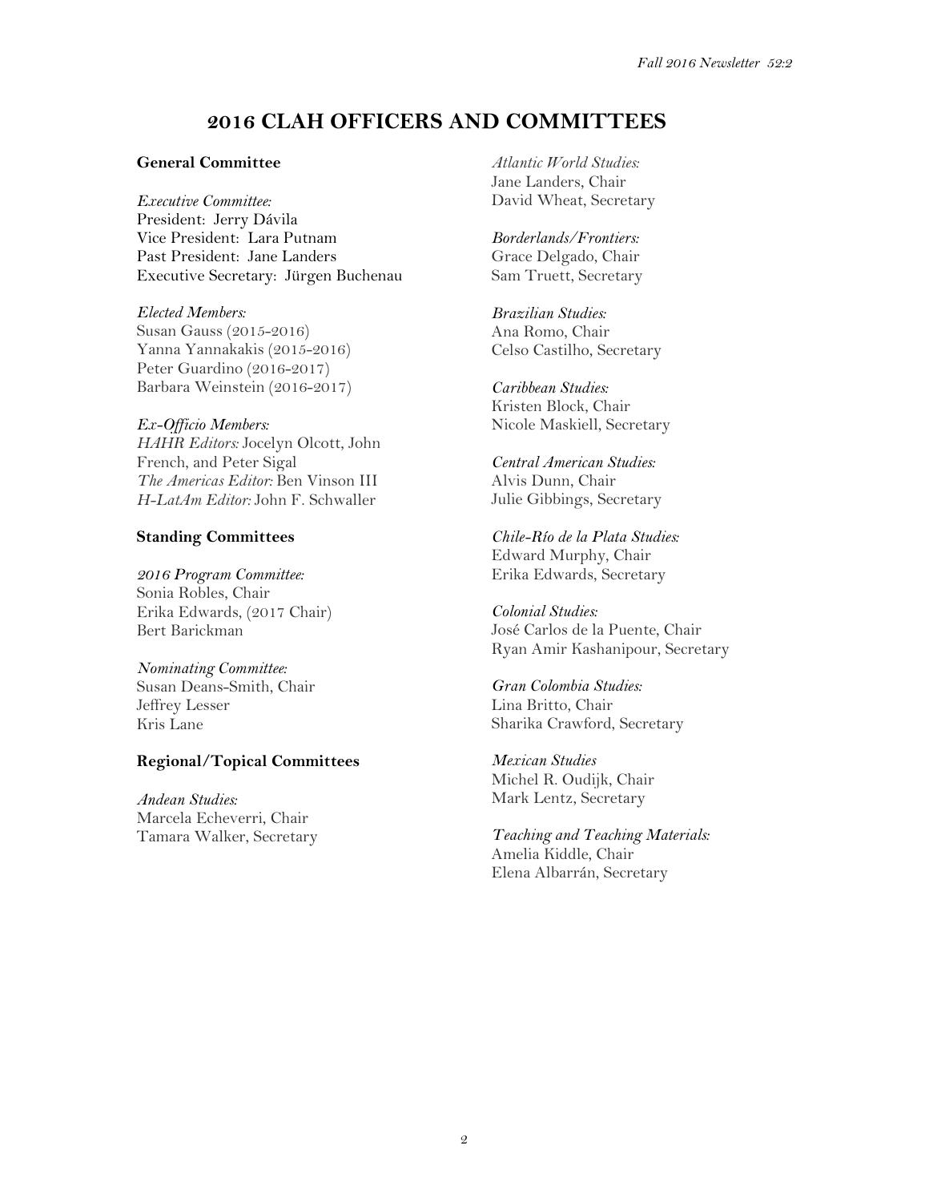# 2016 CLAH OFFICERS AND COMMITTEES

## General Committee

*Executive Committee:*
President: Jerry Dávila
Vice President: Lara Putnam
Past President: Jane Landers
Executive Secretary: Jürgen Buchenau

*Elected Members:*
Susan Gauss (2015-2016)
Yanna Yannakakis (2015-2016)
Peter Guardino (2016-2017)
Barbara Weinstein (2016-2017)

*Ex-Officio Members:*
*HAHR Editors:* Jocelyn Olcott, John French, and Peter Sigal
*The Americas Editor:* Ben Vinson III
*H-LatAm Editor:* John F. Schwaller

## Standing Committees

*2016 Program Committee:*
Sonia Robles, Chair
Erika Edwards, (2017 Chair)
Bert Barickman

*Nominating Committee:*
Susan Deans-Smith, Chair
Jeffrey Lesser
Kris Lane

## Regional/Topical Committees

*Andean Studies:*
Marcela Echeverri, Chair
Tamara Walker, Secretary

*Atlantic World Studies:*
Jane Landers, Chair
David Wheat, Secretary

*Borderlands/Frontiers:*
Grace Delgado, Chair
Sam Truett, Secretary

*Brazilian Studies:*
Ana Romo, Chair
Celso Castilho, Secretary

*Caribbean Studies:*
Kristen Block, Chair
Nicole Maskiell, Secretary

*Central American Studies:*
Alvis Dunn, Chair
Julie Gibbings, Secretary

*Chile-Río de la Plata Studies:*
Edward Murphy, Chair
Erika Edwards, Secretary

*Colonial Studies:*
José Carlos de la Puente, Chair
Ryan Amir Kashanipour, Secretary

*Gran Colombia Studies:*
Lina Britto, Chair
Sharika Crawford, Secretary

*Mexican Studies*
Michel R. Oudijk, Chair
Mark Lentz, Secretary

*Teaching and Teaching Materials:*
Amelia Kiddle, Chair
Elena Albarrán, Secretary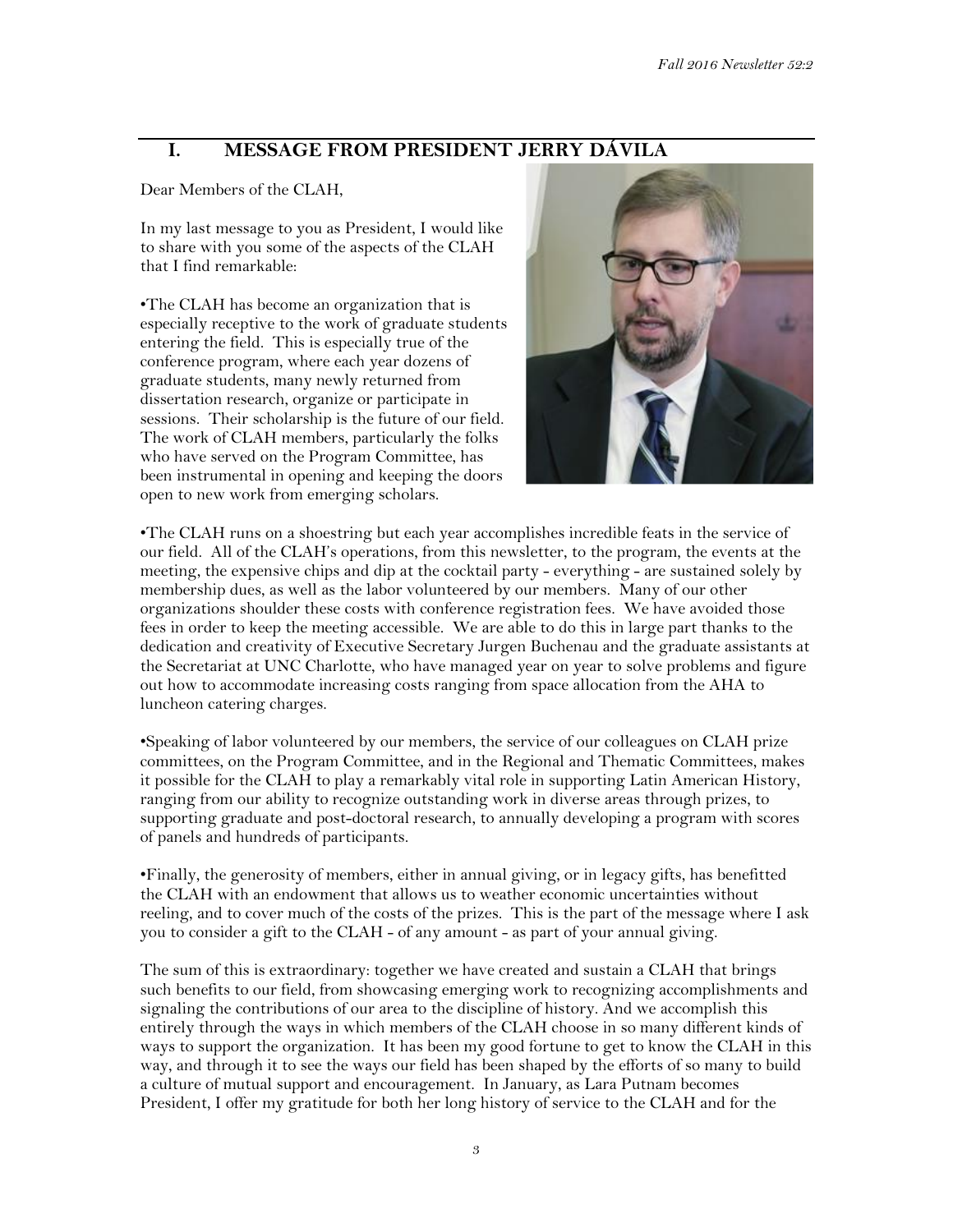## I. MESSAGE FROM PRESIDENT JERRY DÁVILA

Dear Members of the CLAH,

In my last message to you as President, I would like to share with you some of the aspects of the CLAH that I find remarkable:

•The CLAH has become an organization that is especially receptive to the work of graduate students entering the field. This is especially true of the conference program, where each year dozens of graduate students, many newly returned from dissertation research, organize or participate in sessions. Their scholarship is the future of our field. The work of CLAH members, particularly the folks who have served on the Program Committee, has been instrumental in opening and keeping the doors open to new work from emerging scholars.

•The CLAH runs on a shoestring but each year accomplishes incredible feats in the service of our field. All of the CLAH's operations, from this newsletter, to the program, the events at the meeting, the expensive chips and dip at the cocktail party - everything - are sustained solely by membership dues, as well as the labor volunteered by our members. Many of our other organizations shoulder these costs with conference registration fees. We have avoided those fees in order to keep the meeting accessible. We are able to do this in large part thanks to the dedication and creativity of Executive Secretary Jurgen Buchenau and the graduate assistants at the Secretariat at UNC Charlotte, who have managed year on year to solve problems and figure out how to accommodate increasing costs ranging from space allocation from the AHA to luncheon catering charges.

•Speaking of labor volunteered by our members, the service of our colleagues on CLAH prize committees, on the Program Committee, and in the Regional and Thematic Committees, makes it possible for the CLAH to play a remarkably vital role in supporting Latin American History, ranging from our ability to recognize outstanding work in diverse areas through prizes, to supporting graduate and post-doctoral research, to annually developing a program with scores of panels and hundreds of participants.

•Finally, the generosity of members, either in annual giving, or in legacy gifts, has benefitted the CLAH with an endowment that allows us to weather economic uncertainties without reeling, and to cover much of the costs of the prizes. This is the part of the message where I ask you to consider a gift to the CLAH - of any amount - as part of your annual giving.

The sum of this is extraordinary: together we have created and sustain a CLAH that brings such benefits to our field, from showcasing emerging work to recognizing accomplishments and signaling the contributions of our area to the discipline of history. And we accomplish this entirely through the ways in which members of the CLAH choose in so many different kinds of ways to support the organization. It has been my good fortune to get to know the CLAH in this way, and through it to see the ways our field has been shaped by the efforts of so many to build a culture of mutual support and encouragement. In January, as Lara Putnam becomes President, I offer my gratitude for both her long history of service to the CLAH and for the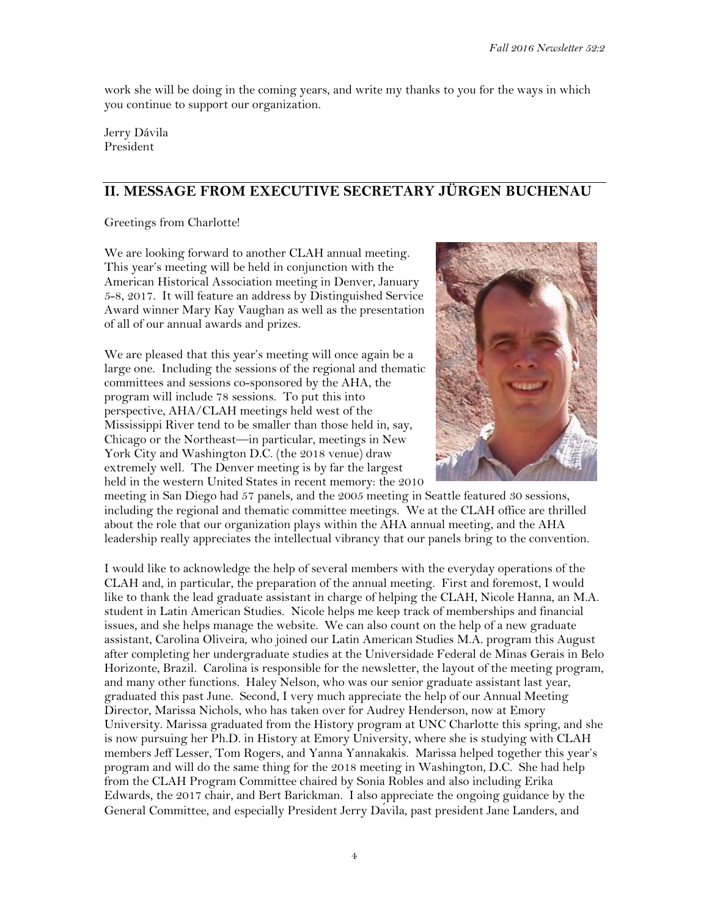work she will be doing in the coming years, and write my thanks to you for the ways in which you continue to support our organization.

Jerry Dávila
President

## II. MESSAGE FROM EXECUTIVE SECRETARY JÜRGEN BUCHENAU

Greetings from Charlotte!

We are looking forward to another CLAH annual meeting. This year's meeting will be held in conjunction with the American Historical Association meeting in Denver, January 5-8, 2017. It will feature an address by Distinguished Service Award winner Mary Kay Vaughan as well as the presentation of all of our annual awards and prizes.

We are pleased that this year's meeting will once again be a large one. Including the sessions of the regional and thematic committees and sessions co-sponsored by the AHA, the program will include 78 sessions. To put this into perspective, AHA/CLAH meetings held west of the Mississippi River tend to be smaller than those held in, say, Chicago or the Northeast—in particular, meetings in New York City and Washington D.C. (the 2018 venue) draw extremely well. The Denver meeting is by far the largest held in the western United States in recent memory: the 2010 meeting in San Diego had 57 panels, and the 2005 meeting in Seattle featured 30 sessions, including the regional and thematic committee meetings. We at the CLAH office are thrilled about the role that our organization plays within the AHA annual meeting, and the AHA leadership really appreciates the intellectual vibrancy that our panels bring to the convention.

I would like to acknowledge the help of several members with the everyday operations of the CLAH and, in particular, the preparation of the annual meeting. First and foremost, I would like to thank the lead graduate assistant in charge of helping the CLAH, Nicole Hanna, an M.A. student in Latin American Studies. Nicole helps me keep track of memberships and financial issues, and she helps manage the website. We can also count on the help of a new graduate assistant, Carolina Oliveira, who joined our Latin American Studies M.A. program this August after completing her undergraduate studies at the Universidade Federal de Minas Gerais in Belo Horizonte, Brazil. Carolina is responsible for the newsletter, the layout of the meeting program, and many other functions. Haley Nelson, who was our senior graduate assistant last year, graduated this past June. Second, I very much appreciate the help of our Annual Meeting Director, Marissa Nichols, who has taken over for Audrey Henderson, now at Emory University. Marissa graduated from the History program at UNC Charlotte this spring, and she is now pursuing her Ph.D. in History at Emory University, where she is studying with CLAH members Jeff Lesser, Tom Rogers, and Yanna Yannakakis. Marissa helped together this year's program and will do the same thing for the 2018 meeting in Washington, D.C. She had help from the CLAH Program Committee chaired by Sonia Robles and also including Erika Edwards, the 2017 chair, and Bert Barickman. I also appreciate the ongoing guidance by the General Committee, and especially President Jerry Dávila, past president Jane Landers, and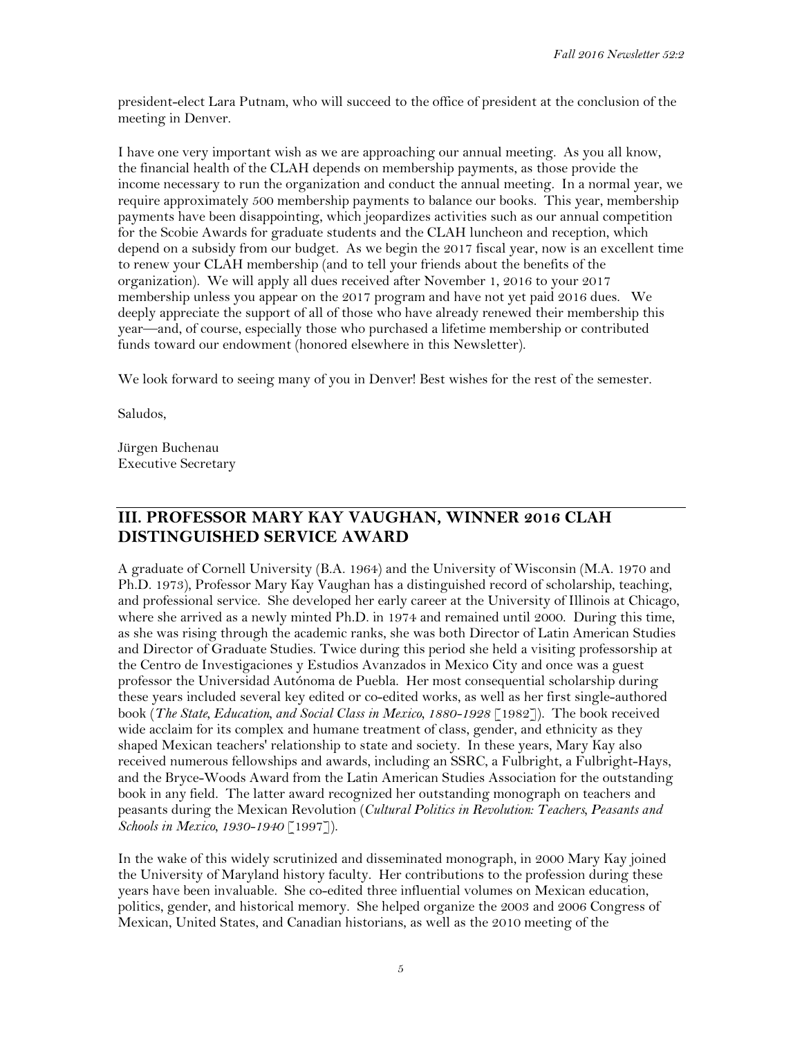president-elect Lara Putnam, who will succeed to the office of president at the conclusion of the meeting in Denver.

I have one very important wish as we are approaching our annual meeting. As you all know, the financial health of the CLAH depends on membership payments, as those provide the income necessary to run the organization and conduct the annual meeting. In a normal year, we require approximately 500 membership payments to balance our books. This year, membership payments have been disappointing, which jeopardizes activities such as our annual competition for the Scobie Awards for graduate students and the CLAH luncheon and reception, which depend on a subsidy from our budget. As we begin the 2017 fiscal year, now is an excellent time to renew your CLAH membership (and to tell your friends about the benefits of the organization). We will apply all dues received after November 1, 2016 to your 2017 membership unless you appear on the 2017 program and have not yet paid 2016 dues. We deeply appreciate the support of all of those who have already renewed their membership this year—and, of course, especially those who purchased a lifetime membership or contributed funds toward our endowment (honored elsewhere in this Newsletter).

We look forward to seeing many of you in Denver! Best wishes for the rest of the semester.

Saludos,

Jürgen Buchenau
Executive Secretary

## III. PROFESSOR MARY KAY VAUGHAN, WINNER 2016 CLAH DISTINGUISHED SERVICE AWARD

A graduate of Cornell University (B.A. 1964) and the University of Wisconsin (M.A. 1970 and Ph.D. 1973), Professor Mary Kay Vaughan has a distinguished record of scholarship, teaching, and professional service. She developed her early career at the University of Illinois at Chicago, where she arrived as a newly minted Ph.D. in 1974 and remained until 2000. During this time, as she was rising through the academic ranks, she was both Director of Latin American Studies and Director of Graduate Studies. Twice during this period she held a visiting professorship at the Centro de Investigaciones y Estudios Avanzados in Mexico City and once was a guest professor the Universidad Autónoma de Puebla. Her most consequential scholarship during these years included several key edited or co-edited works, as well as her first single-authored book (*The State, Education, and Social Class in Mexico, 1880-1928* [1982]). The book received wide acclaim for its complex and humane treatment of class, gender, and ethnicity as they shaped Mexican teachers' relationship to state and society. In these years, Mary Kay also received numerous fellowships and awards, including an SSRC, a Fulbright, a Fulbright-Hays, and the Bryce-Woods Award from the Latin American Studies Association for the outstanding book in any field. The latter award recognized her outstanding monograph on teachers and peasants during the Mexican Revolution (*Cultural Politics in Revolution: Teachers, Peasants and Schools in Mexico, 1930-1940* [1997]).

In the wake of this widely scrutinized and disseminated monograph, in 2000 Mary Kay joined the University of Maryland history faculty. Her contributions to the profession during these years have been invaluable. She co-edited three influential volumes on Mexican education, politics, gender, and historical memory. She helped organize the 2003 and 2006 Congress of Mexican, United States, and Canadian historians, as well as the 2010 meeting of the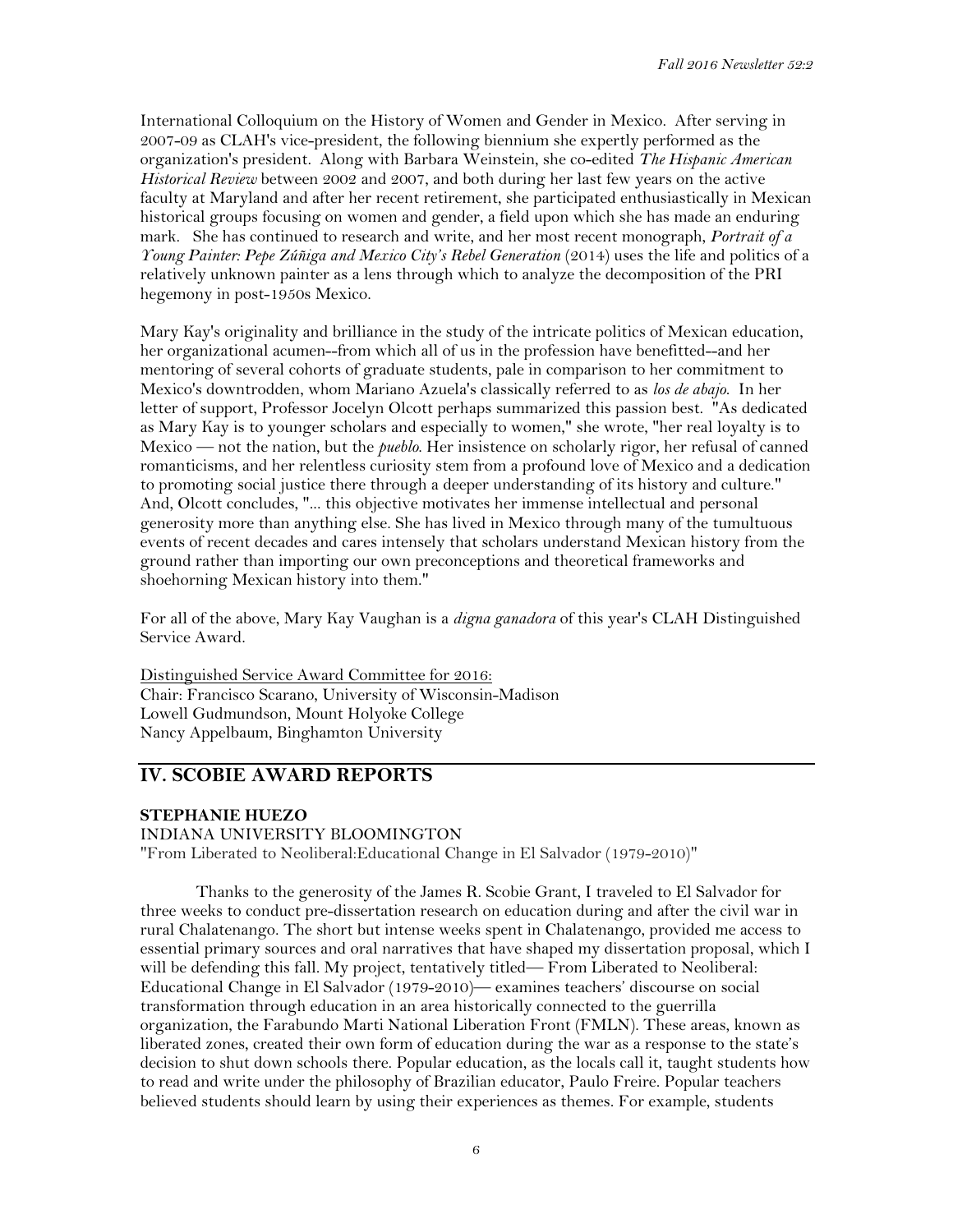International Colloquium on the History of Women and Gender in Mexico. After serving in 2007-09 as CLAH's vice-president, the following biennium she expertly performed as the organization's president. Along with Barbara Weinstein, she co-edited *The Hispanic American Historical Review* between 2002 and 2007, and both during her last few years on the active faculty at Maryland and after her recent retirement, she participated enthusiastically in Mexican historical groups focusing on women and gender, a field upon which she has made an enduring mark. She has continued to research and write, and her most recent monograph, *Portrait of a Young Painter: Pepe Zúñiga and Mexico City's Rebel Generation* (2014) uses the life and politics of a relatively unknown painter as a lens through which to analyze the decomposition of the PRI hegemony in post-1950s Mexico.

Mary Kay's originality and brilliance in the study of the intricate politics of Mexican education, her organizational acumen--from which all of us in the profession have benefitted--and her mentoring of several cohorts of graduate students, pale in comparison to her commitment to Mexico's downtrodden, whom Mariano Azuela's classically referred to as *los de abajo*. In her letter of support, Professor Jocelyn Olcott perhaps summarized this passion best. "As dedicated as Mary Kay is to younger scholars and especially to women," she wrote, "her real loyalty is to Mexico — not the nation, but the *pueblo*. Her insistence on scholarly rigor, her refusal of canned romanticisms, and her relentless curiosity stem from a profound love of Mexico and a dedication to promoting social justice there through a deeper understanding of its history and culture." And, Olcott concludes, "... this objective motivates her immense intellectual and personal generosity more than anything else. She has lived in Mexico through many of the tumultuous events of recent decades and cares intensely that scholars understand Mexican history from the ground rather than importing our own preconceptions and theoretical frameworks and shoehorning Mexican history into them."

For all of the above, Mary Kay Vaughan is a *digna ganadora* of this year's CLAH Distinguished Service Award.

Distinguished Service Award Committee for 2016:
Chair: Francisco Scarano, University of Wisconsin-Madison
Lowell Gudmundson, Mount Holyoke College
Nancy Appelbaum, Binghamton University

## IV. SCOBIE AWARD REPORTS

**STEPHANIE HUEZO**
INDIANA UNIVERSITY BLOOMINGTON
"From Liberated to Neoliberal:Educational Change in El Salvador (1979-2010)"

Thanks to the generosity of the James R. Scobie Grant, I traveled to El Salvador for three weeks to conduct pre-dissertation research on education during and after the civil war in rural Chalatenango. The short but intense weeks spent in Chalatenango, provided me access to essential primary sources and oral narratives that have shaped my dissertation proposal, which I will be defending this fall. My project, tentatively titled— From Liberated to Neoliberal: Educational Change in El Salvador (1979-2010)— examines teachers' discourse on social transformation through education in an area historically connected to the guerrilla organization, the Farabundo Marti National Liberation Front (FMLN). These areas, known as liberated zones, created their own form of education during the war as a response to the state's decision to shut down schools there. Popular education, as the locals call it, taught students how to read and write under the philosophy of Brazilian educator, Paulo Freire. Popular teachers believed students should learn by using their experiences as themes. For example, students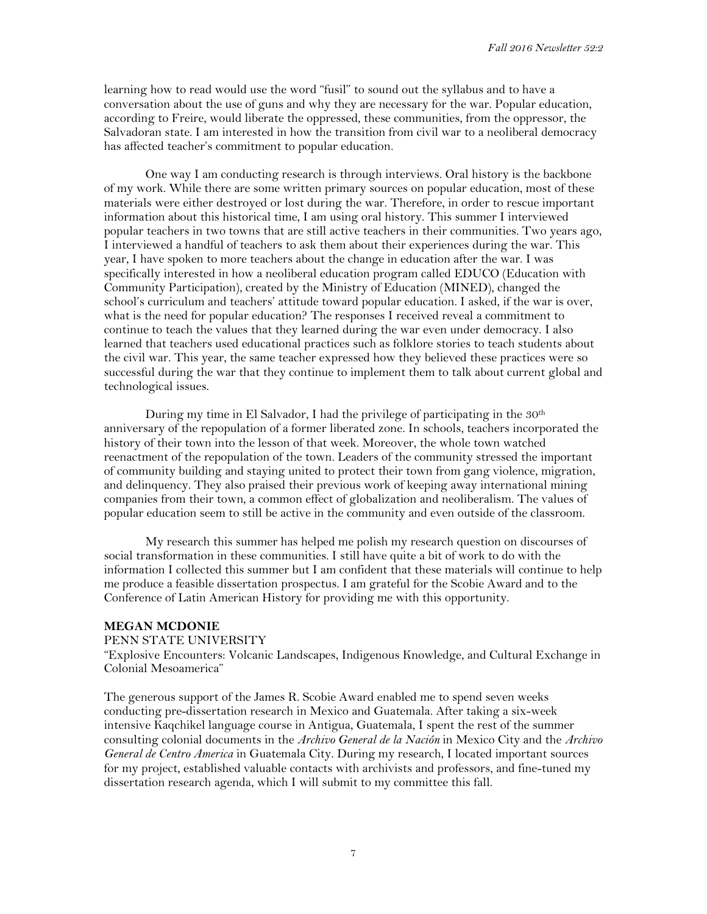learning how to read would use the word "fusil" to sound out the syllabus and to have a conversation about the use of guns and why they are necessary for the war. Popular education, according to Freire, would liberate the oppressed, these communities, from the oppressor, the Salvadoran state. I am interested in how the transition from civil war to a neoliberal democracy has affected teacher's commitment to popular education.

One way I am conducting research is through interviews. Oral history is the backbone of my work. While there are some written primary sources on popular education, most of these materials were either destroyed or lost during the war. Therefore, in order to rescue important information about this historical time, I am using oral history. This summer I interviewed popular teachers in two towns that are still active teachers in their communities. Two years ago, I interviewed a handful of teachers to ask them about their experiences during the war. This year, I have spoken to more teachers about the change in education after the war. I was specifically interested in how a neoliberal education program called EDUCO (Education with Community Participation), created by the Ministry of Education (MINED), changed the school's curriculum and teachers' attitude toward popular education. I asked, if the war is over, what is the need for popular education? The responses I received reveal a commitment to continue to teach the values that they learned during the war even under democracy. I also learned that teachers used educational practices such as folklore stories to teach students about the civil war. This year, the same teacher expressed how they believed these practices were so successful during the war that they continue to implement them to talk about current global and technological issues.

During my time in El Salvador, I had the privilege of participating in the 30th anniversary of the repopulation of a former liberated zone. In schools, teachers incorporated the history of their town into the lesson of that week. Moreover, the whole town watched reenactment of the repopulation of the town. Leaders of the community stressed the important of community building and staying united to protect their town from gang violence, migration, and delinquency. They also praised their previous work of keeping away international mining companies from their town, a common effect of globalization and neoliberalism. The values of popular education seem to still be active in the community and even outside of the classroom.

My research this summer has helped me polish my research question on discourses of social transformation in these communities. I still have quite a bit of work to do with the information I collected this summer but I am confident that these materials will continue to help me produce a feasible dissertation prospectus. I am grateful for the Scobie Award and to the Conference of Latin American History for providing me with this opportunity.

**MEGAN MCDONIE**

PENN STATE UNIVERSITY

"Explosive Encounters: Volcanic Landscapes, Indigenous Knowledge, and Cultural Exchange in Colonial Mesoamerica"

The generous support of the James R. Scobie Award enabled me to spend seven weeks conducting pre-dissertation research in Mexico and Guatemala. After taking a six-week intensive Kaqchikel language course in Antigua, Guatemala, I spent the rest of the summer consulting colonial documents in the *Archivo General de la Nación* in Mexico City and the *Archivo General de Centro America* in Guatemala City. During my research, I located important sources for my project, established valuable contacts with archivists and professors, and fine-tuned my dissertation research agenda, which I will submit to my committee this fall.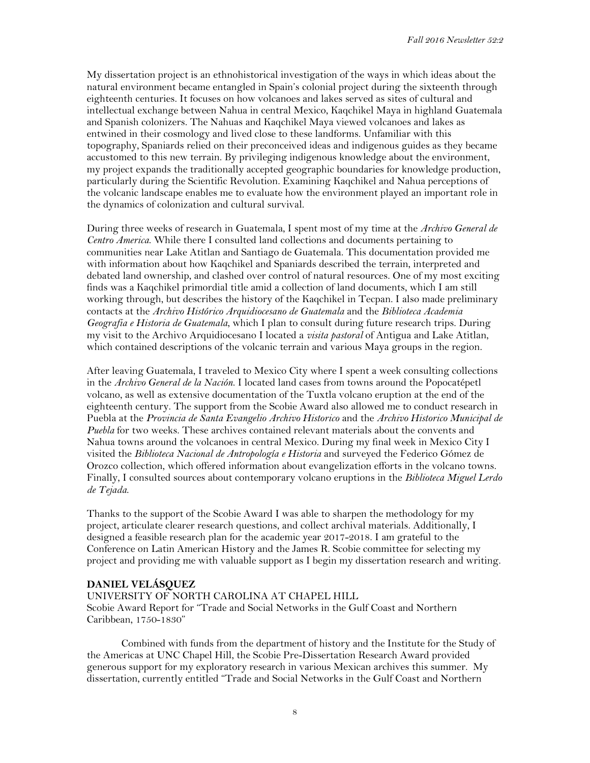My dissertation project is an ethnohistorical investigation of the ways in which ideas about the natural environment became entangled in Spain's colonial project during the sixteenth through eighteenth centuries. It focuses on how volcanoes and lakes served as sites of cultural and intellectual exchange between Nahua in central Mexico, Kaqchikel Maya in highland Guatemala and Spanish colonizers. The Nahuas and Kaqchikel Maya viewed volcanoes and lakes as entwined in their cosmology and lived close to these landforms. Unfamiliar with this topography, Spaniards relied on their preconceived ideas and indigenous guides as they became accustomed to this new terrain. By privileging indigenous knowledge about the environment, my project expands the traditionally accepted geographic boundaries for knowledge production, particularly during the Scientific Revolution. Examining Kaqchikel and Nahua perceptions of the volcanic landscape enables me to evaluate how the environment played an important role in the dynamics of colonization and cultural survival.

During three weeks of research in Guatemala, I spent most of my time at the *Archivo General de Centro America*. While there I consulted land collections and documents pertaining to communities near Lake Atitlan and Santiago de Guatemala. This documentation provided me with information about how Kaqchikel and Spaniards described the terrain, interpreted and debated land ownership, and clashed over control of natural resources. One of my most exciting finds was a Kaqchikel primordial title amid a collection of land documents, which I am still working through, but describes the history of the Kaqchikel in Tecpan. I also made preliminary contacts at the *Archivo Histórico Arquidiocesano de Guatemala* and the *Biblioteca Academia Geografía e Historia de Guatemala*, which I plan to consult during future research trips. During my visit to the Archivo Arquidiocesano I located a *visita pastoral* of Antigua and Lake Atitlan, which contained descriptions of the volcanic terrain and various Maya groups in the region.

After leaving Guatemala, I traveled to Mexico City where I spent a week consulting collections in the *Archivo General de la Nación*. I located land cases from towns around the Popocatépetl volcano, as well as extensive documentation of the Tuxtla volcano eruption at the end of the eighteenth century. The support from the Scobie Award also allowed me to conduct research in Puebla at the *Provincia de Santa Evangelio Archivo Historico* and the *Archivo Historico Municipal de Puebla* for two weeks. These archives contained relevant materials about the convents and Nahua towns around the volcanoes in central Mexico. During my final week in Mexico City I visited the *Biblioteca Nacional de Antropología e Historia* and surveyed the Federico Gómez de Orozco collection, which offered information about evangelization efforts in the volcano towns. Finally, I consulted sources about contemporary volcano eruptions in the *Biblioteca Miguel Lerdo de Tejada*.

Thanks to the support of the Scobie Award I was able to sharpen the methodology for my project, articulate clearer research questions, and collect archival materials. Additionally, I designed a feasible research plan for the academic year 2017-2018. I am grateful to the Conference on Latin American History and the James R. Scobie committee for selecting my project and providing me with valuable support as I begin my dissertation research and writing.

**DANIEL VELÁSQUEZ**
UNIVERSITY OF NORTH CAROLINA AT CHAPEL HILL
Scobie Award Report for "Trade and Social Networks in the Gulf Coast and Northern Caribbean, 1750-1830"

Combined with funds from the department of history and the Institute for the Study of the Americas at UNC Chapel Hill, the Scobie Pre-Dissertation Research Award provided generous support for my exploratory research in various Mexican archives this summer. My dissertation, currently entitled "Trade and Social Networks in the Gulf Coast and Northern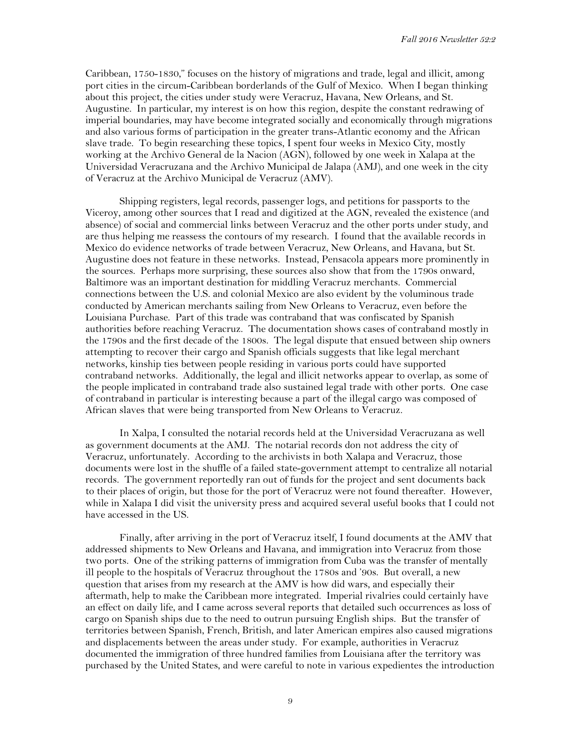Caribbean, 1750-1830," focuses on the history of migrations and trade, legal and illicit, among port cities in the circum-Caribbean borderlands of the Gulf of Mexico. When I began thinking about this project, the cities under study were Veracruz, Havana, New Orleans, and St. Augustine. In particular, my interest is on how this region, despite the constant redrawing of imperial boundaries, may have become integrated socially and economically through migrations and also various forms of participation in the greater trans-Atlantic economy and the African slave trade. To begin researching these topics, I spent four weeks in Mexico City, mostly working at the Archivo General de la Nacion (AGN), followed by one week in Xalapa at the Universidad Veracruzana and the Archivo Municipal de Jalapa (AMJ), and one week in the city of Veracruz at the Archivo Municipal de Veracruz (AMV).

Shipping registers, legal records, passenger logs, and petitions for passports to the Viceroy, among other sources that I read and digitized at the AGN, revealed the existence (and absence) of social and commercial links between Veracruz and the other ports under study, and are thus helping me reassess the contours of my research. I found that the available records in Mexico do evidence networks of trade between Veracruz, New Orleans, and Havana, but St. Augustine does not feature in these networks. Instead, Pensacola appears more prominently in the sources. Perhaps more surprising, these sources also show that from the 1790s onward, Baltimore was an important destination for middling Veracruz merchants. Commercial connections between the U.S. and colonial Mexico are also evident by the voluminous trade conducted by American merchants sailing from New Orleans to Veracruz, even before the Louisiana Purchase. Part of this trade was contraband that was confiscated by Spanish authorities before reaching Veracruz. The documentation shows cases of contraband mostly in the 1790s and the first decade of the 1800s. The legal dispute that ensued between ship owners attempting to recover their cargo and Spanish officials suggests that like legal merchant networks, kinship ties between people residing in various ports could have supported contraband networks. Additionally, the legal and illicit networks appear to overlap, as some of the people implicated in contraband trade also sustained legal trade with other ports. One case of contraband in particular is interesting because a part of the illegal cargo was composed of African slaves that were being transported from New Orleans to Veracruz.

In Xalpa, I consulted the notarial records held at the Universidad Veracruzana as well as government documents at the AMJ. The notarial records don not address the city of Veracruz, unfortunately. According to the archivists in both Xalapa and Veracruz, those documents were lost in the shuffle of a failed state-government attempt to centralize all notarial records. The government reportedly ran out of funds for the project and sent documents back to their places of origin, but those for the port of Veracruz were not found thereafter. However, while in Xalapa I did visit the university press and acquired several useful books that I could not have accessed in the US.

Finally, after arriving in the port of Veracruz itself, I found documents at the AMV that addressed shipments to New Orleans and Havana, and immigration into Veracruz from those two ports. One of the striking patterns of immigration from Cuba was the transfer of mentally ill people to the hospitals of Veracruz throughout the 1780s and '90s. But overall, a new question that arises from my research at the AMV is how did wars, and especially their aftermath, help to make the Caribbean more integrated. Imperial rivalries could certainly have an effect on daily life, and I came across several reports that detailed such occurrences as loss of cargo on Spanish ships due to the need to outrun pursuing English ships. But the transfer of territories between Spanish, French, British, and later American empires also caused migrations and displacements between the areas under study. For example, authorities in Veracruz documented the immigration of three hundred families from Louisiana after the territory was purchased by the United States, and were careful to note in various expedientes the introduction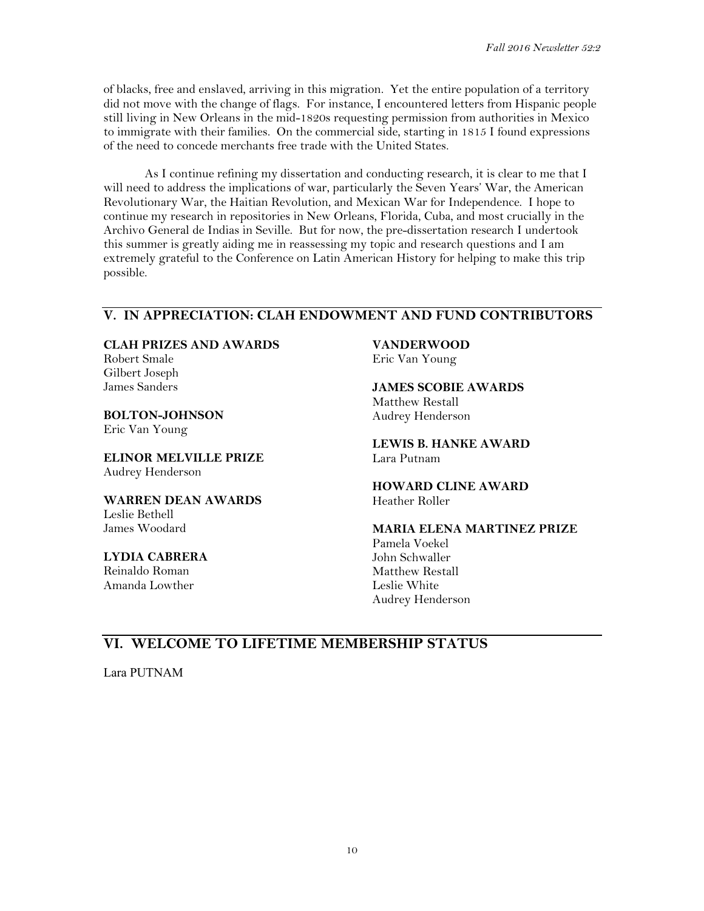of blacks, free and enslaved, arriving in this migration. Yet the entire population of a territory did not move with the change of flags. For instance, I encountered letters from Hispanic people still living in New Orleans in the mid-1820s requesting permission from authorities in Mexico to immigrate with their families. On the commercial side, starting in 1815 I found expressions of the need to concede merchants free trade with the United States.

As I continue refining my dissertation and conducting research, it is clear to me that I will need to address the implications of war, particularly the Seven Years' War, the American Revolutionary War, the Haitian Revolution, and Mexican War for Independence. I hope to continue my research in repositories in New Orleans, Florida, Cuba, and most crucially in the Archivo General de Indias in Seville. But for now, the pre-dissertation research I undertook this summer is greatly aiding me in reassessing my topic and research questions and I am extremely grateful to the Conference on Latin American History for helping to make this trip possible.

## V. IN APPRECIATION: CLAH ENDOWMENT AND FUND CONTRIBUTORS

**CLAH PRIZES AND AWARDS**
Robert Smale
Gilbert Joseph
James Sanders

**BOLTON-JOHNSON**
Eric Van Young

**ELINOR MELVILLE PRIZE**
Audrey Henderson

**WARREN DEAN AWARDS**
Leslie Bethell
James Woodard

**LYDIA CABRERA**
Reinaldo Roman
Amanda Lowther

**VANDERWOOD**
Eric Van Young

**JAMES SCOBIE AWARDS**
Matthew Restall
Audrey Henderson

**LEWIS B. HANKE AWARD**
Lara Putnam

**HOWARD CLINE AWARD**
Heather Roller

**MARIA ELENA MARTINEZ PRIZE**
Pamela Voekel
John Schwaller
Matthew Restall
Leslie White
Audrey Henderson

## VI. WELCOME TO LIFETIME MEMBERSHIP STATUS

Lara PUTNAM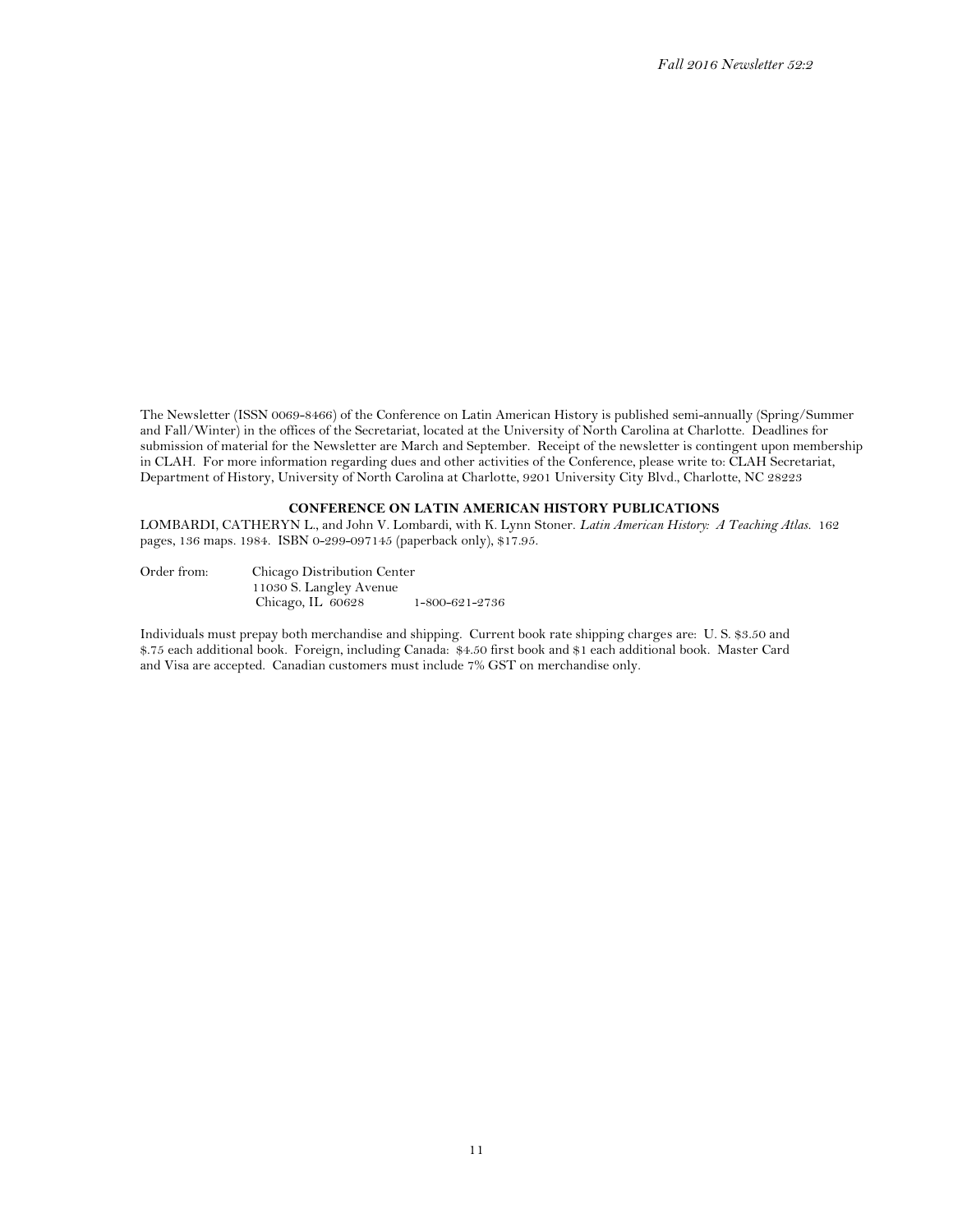The Newsletter (ISSN 0069-8466) of the Conference on Latin American History is published semi-annually (Spring/Summer and Fall/Winter) in the offices of the Secretariat, located at the University of North Carolina at Charlotte. Deadlines for submission of material for the Newsletter are March and September. Receipt of the newsletter is contingent upon membership in CLAH. For more information regarding dues and other activities of the Conference, please write to: CLAH Secretariat, Department of History, University of North Carolina at Charlotte, 9201 University City Blvd., Charlotte, NC 28223

**CONFERENCE ON LATIN AMERICAN HISTORY PUBLICATIONS**

LOMBARDI, CATHERYN L., and John V. Lombardi, with K. Lynn Stoner. *Latin American History: A Teaching Atlas.* 162 pages, 136 maps. 1984. ISBN 0-299-097145 (paperback only), $17.95.

Order from:
Chicago Distribution Center
11030 S. Langley Avenue
Chicago, IL 60628    1-800-621-2736

Individuals must prepay both merchandise and shipping. Current book rate shipping charges are: U. S. $3.50 and $.75 each additional book. Foreign, including Canada: $4.50 first book and $1 each additional book. Master Card and Visa are accepted. Canadian customers must include 7% GST on merchandise only.